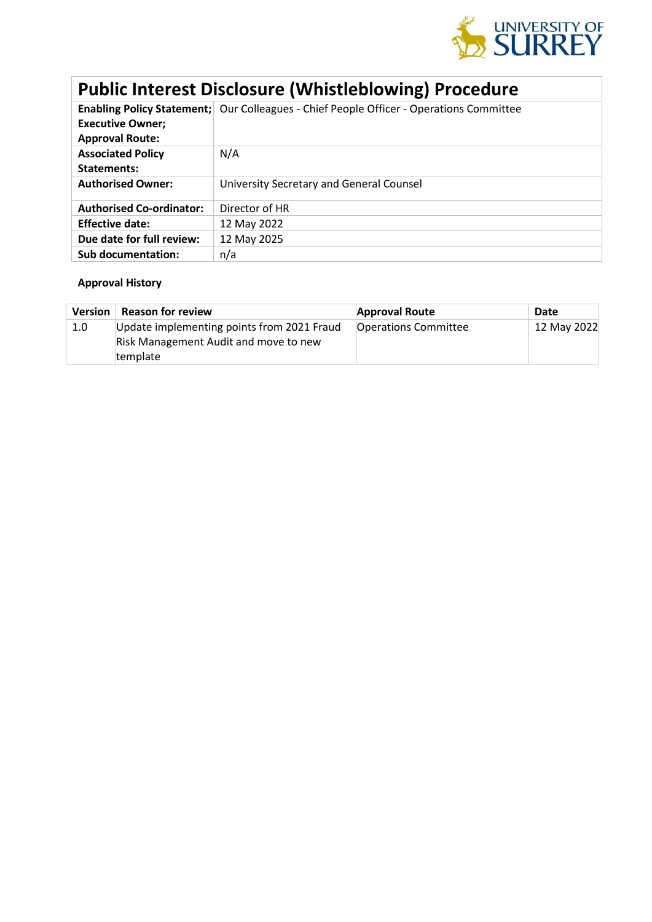# Public Interest Disclosure (Whistleblowing) Procedure

| | |
|---|---|
| **Enabling Policy Statement; Executive Owner; Approval Route:** | Our Colleagues - Chief People Officer - Operations Committee |
| **Associated Policy Statements:** | N/A |
| **Authorised Owner:** | University Secretary and General Counsel |
| **Authorised Co-ordinator:** | Director of HR |
| **Effective date:** | 12 May 2022 |
| **Due date for full review:** | 12 May 2025 |
| **Sub documentation:** | n/a |

**Approval History**

| Version | Reason for review | Approval Route | Date |
|---|---|---|---|
| 1.0 | Update implementing points from 2021 Fraud Risk Management Audit and move to new template | Operations Committee | 12 May 2022 |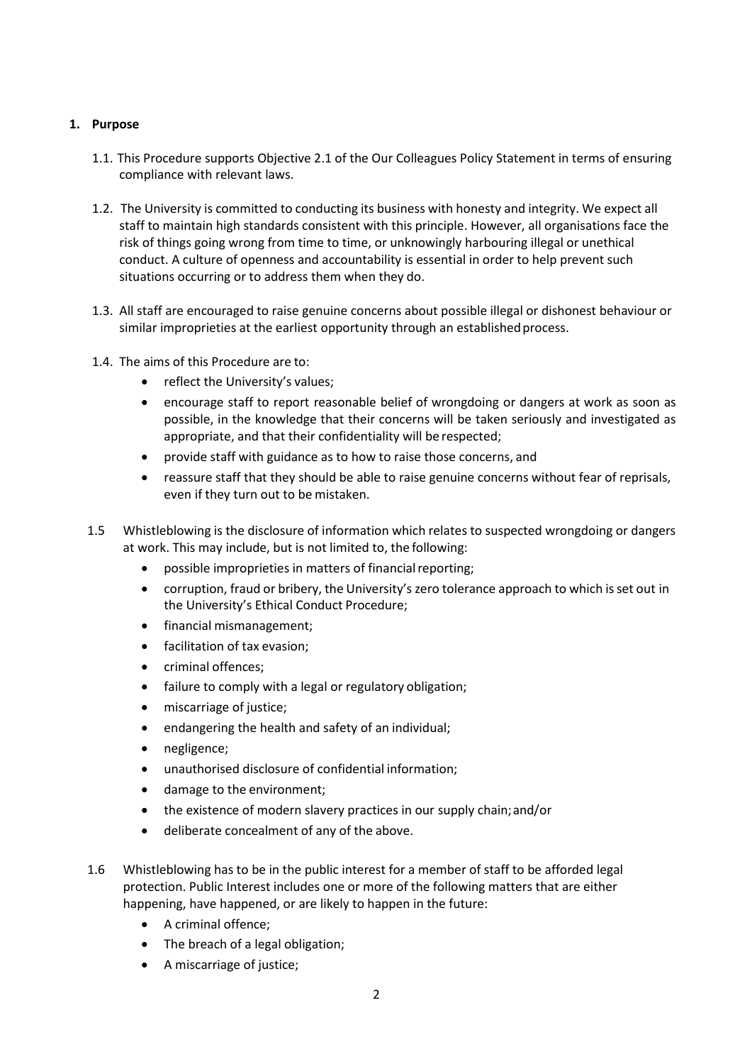## 1. Purpose

1.1. This Procedure supports Objective 2.1 of the Our Colleagues Policy Statement in terms of ensuring compliance with relevant laws.

1.2. The University is committed to conducting its business with honesty and integrity. We expect all staff to maintain high standards consistent with this principle. However, all organisations face the risk of things going wrong from time to time, or unknowingly harbouring illegal or unethical conduct. A culture of openness and accountability is essential in order to help prevent such situations occurring or to address them when they do.

1.3. All staff are encouraged to raise genuine concerns about possible illegal or dishonest behaviour or similar improprieties at the earliest opportunity through an established process.

1.4. The aims of this Procedure are to:

- reflect the University's values;
- encourage staff to report reasonable belief of wrongdoing or dangers at work as soon as possible, in the knowledge that their concerns will be taken seriously and investigated as appropriate, and that their confidentiality will be respected;
- provide staff with guidance as to how to raise those concerns, and
- reassure staff that they should be able to raise genuine concerns without fear of reprisals, even if they turn out to be mistaken.

1.5 Whistleblowing is the disclosure of information which relates to suspected wrongdoing or dangers at work. This may include, but is not limited to, the following:

- possible improprieties in matters of financial reporting;
- corruption, fraud or bribery, the University's zero tolerance approach to which is set out in the University's Ethical Conduct Procedure;
- financial mismanagement;
- facilitation of tax evasion;
- criminal offences;
- failure to comply with a legal or regulatory obligation;
- miscarriage of justice;
- endangering the health and safety of an individual;
- negligence;
- unauthorised disclosure of confidential information;
- damage to the environment;
- the existence of modern slavery practices in our supply chain; and/or
- deliberate concealment of any of the above.

1.6 Whistleblowing has to be in the public interest for a member of staff to be afforded legal protection. Public Interest includes one or more of the following matters that are either happening, have happened, or are likely to happen in the future:

- A criminal offence;
- The breach of a legal obligation;
- A miscarriage of justice;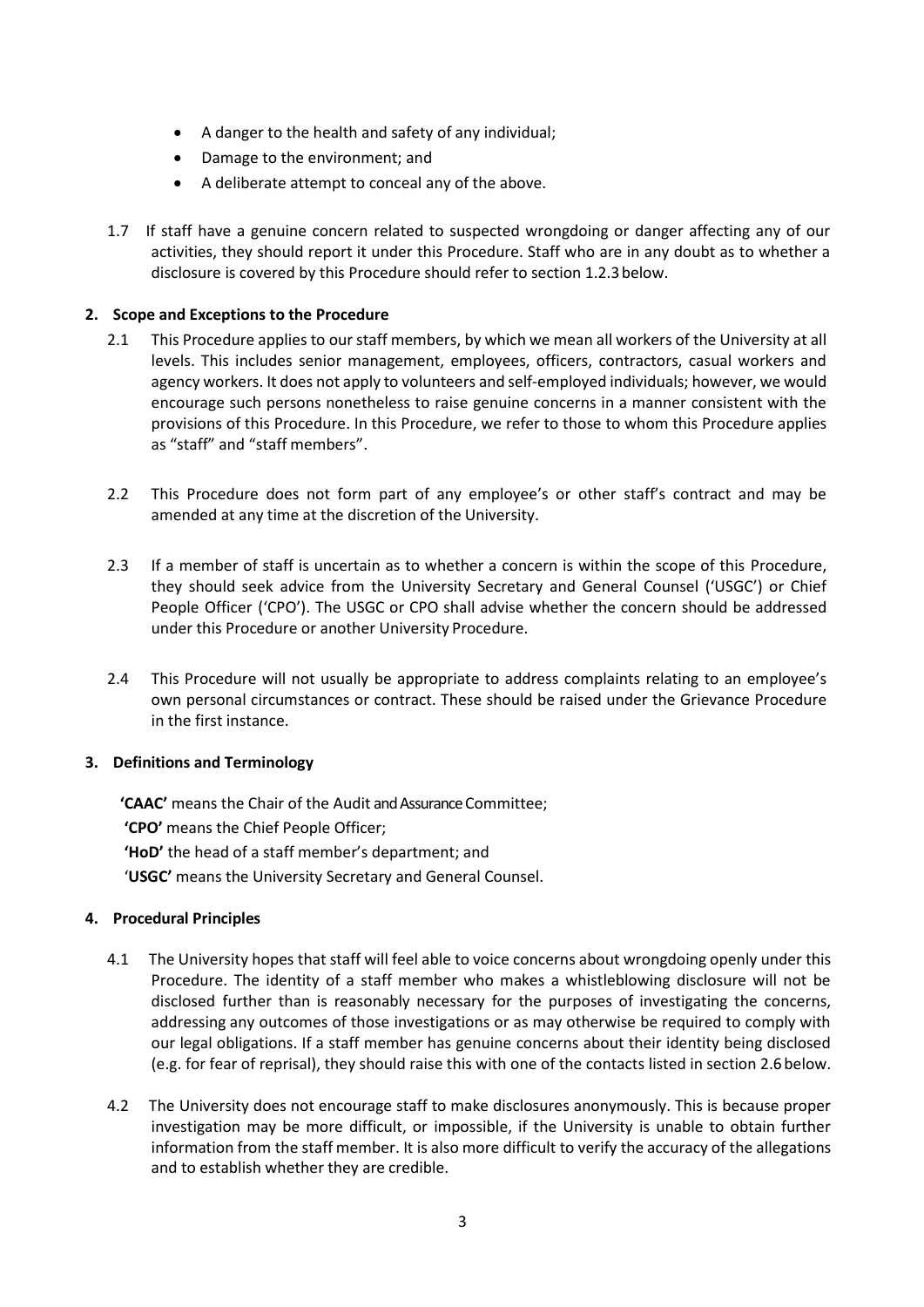- A danger to the health and safety of any individual;
- Damage to the environment; and
- A deliberate attempt to conceal any of the above.

1.7 If staff have a genuine concern related to suspected wrongdoing or danger affecting any of our activities, they should report it under this Procedure. Staff who are in any doubt as to whether a disclosure is covered by this Procedure should refer to section 1.2.3 below.

## 2. Scope and Exceptions to the Procedure

2.1 This Procedure applies to our staff members, by which we mean all workers of the University at all levels. This includes senior management, employees, officers, contractors, casual workers and agency workers. It does not apply to volunteers and self-employed individuals; however, we would encourage such persons nonetheless to raise genuine concerns in a manner consistent with the provisions of this Procedure. In this Procedure, we refer to those to whom this Procedure applies as "staff" and "staff members".

2.2 This Procedure does not form part of any employee's or other staff's contract and may be amended at any time at the discretion of the University.

2.3 If a member of staff is uncertain as to whether a concern is within the scope of this Procedure, they should seek advice from the University Secretary and General Counsel ('USGC') or Chief People Officer ('CPO'). The USGC or CPO shall advise whether the concern should be addressed under this Procedure or another University Procedure.

2.4 This Procedure will not usually be appropriate to address complaints relating to an employee's own personal circumstances or contract. These should be raised under the Grievance Procedure in the first instance.

## 3. Definitions and Terminology

**'CAAC'** means the Chair of the Audit and Assurance Committee;
**'CPO'** means the Chief People Officer;
**'HoD'** the head of a staff member's department; and
'**USGC'** means the University Secretary and General Counsel.

## 4. Procedural Principles

4.1 The University hopes that staff will feel able to voice concerns about wrongdoing openly under this Procedure. The identity of a staff member who makes a whistleblowing disclosure will not be disclosed further than is reasonably necessary for the purposes of investigating the concerns, addressing any outcomes of those investigations or as may otherwise be required to comply with our legal obligations. If a staff member has genuine concerns about their identity being disclosed (e.g. for fear of reprisal), they should raise this with one of the contacts listed in section 2.6 below.

4.2 The University does not encourage staff to make disclosures anonymously. This is because proper investigation may be more difficult, or impossible, if the University is unable to obtain further information from the staff member. It is also more difficult to verify the accuracy of the allegations and to establish whether they are credible.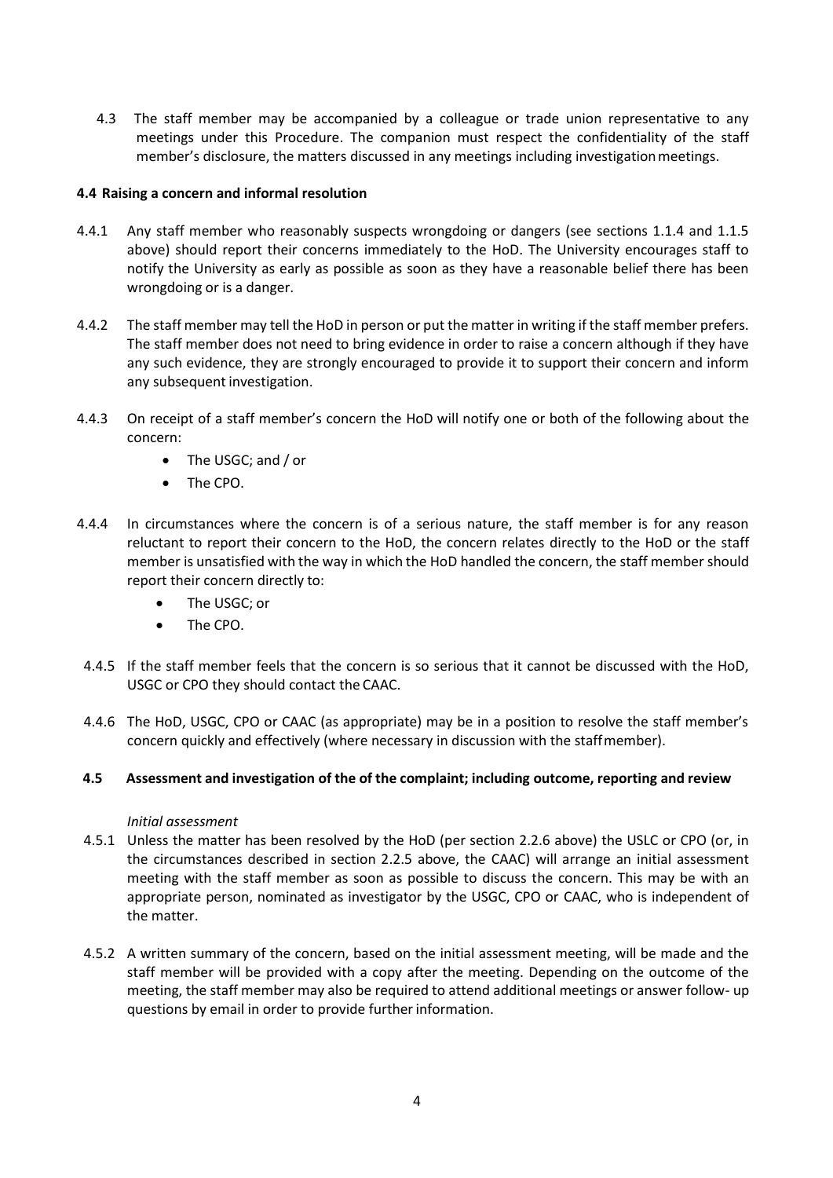4.3 The staff member may be accompanied by a colleague or trade union representative to any meetings under this Procedure. The companion must respect the confidentiality of the staff member's disclosure, the matters discussed in any meetings including investigation meetings.

**4.4 Raising a concern and informal resolution**

4.4.1 Any staff member who reasonably suspects wrongdoing or dangers (see sections 1.1.4 and 1.1.5 above) should report their concerns immediately to the HoD. The University encourages staff to notify the University as early as possible as soon as they have a reasonable belief there has been wrongdoing or is a danger.

4.4.2 The staff member may tell the HoD in person or put the matter in writing if the staff member prefers. The staff member does not need to bring evidence in order to raise a concern although if they have any such evidence, they are strongly encouraged to provide it to support their concern and inform any subsequent investigation.

4.4.3 On receipt of a staff member's concern the HoD will notify one or both of the following about the concern:

- The USGC; and / or
- The CPO.

4.4.4 In circumstances where the concern is of a serious nature, the staff member is for any reason reluctant to report their concern to the HoD, the concern relates directly to the HoD or the staff member is unsatisfied with the way in which the HoD handled the concern, the staff member should report their concern directly to:

- The USGC; or
- The CPO.

4.4.5 If the staff member feels that the concern is so serious that it cannot be discussed with the HoD, USGC or CPO they should contact the CAAC.

4.4.6 The HoD, USGC, CPO or CAAC (as appropriate) may be in a position to resolve the staff member's concern quickly and effectively (where necessary in discussion with the staff member).

**4.5 Assessment and investigation of the of the complaint; including outcome, reporting and review**

*Initial assessment*

4.5.1 Unless the matter has been resolved by the HoD (per section 2.2.6 above) the USLC or CPO (or, in the circumstances described in section 2.2.5 above, the CAAC) will arrange an initial assessment meeting with the staff member as soon as possible to discuss the concern. This may be with an appropriate person, nominated as investigator by the USGC, CPO or CAAC, who is independent of the matter.

4.5.2 A written summary of the concern, based on the initial assessment meeting, will be made and the staff member will be provided with a copy after the meeting. Depending on the outcome of the meeting, the staff member may also be required to attend additional meetings or answer follow- up questions by email in order to provide further information.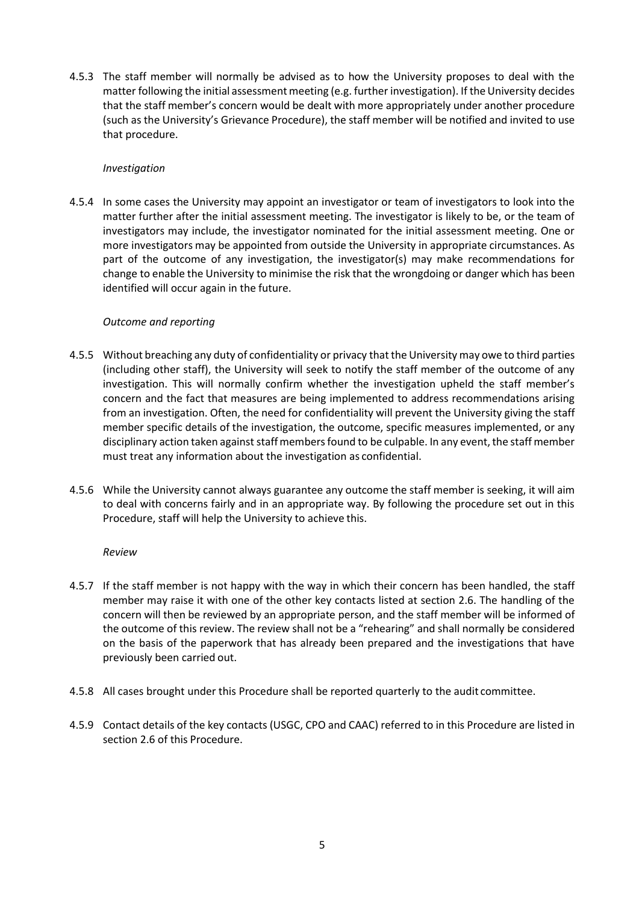4.5.3 The staff member will normally be advised as to how the University proposes to deal with the matter following the initial assessment meeting (e.g. further investigation). If the University decides that the staff member's concern would be dealt with more appropriately under another procedure (such as the University's Grievance Procedure), the staff member will be notified and invited to use that procedure.

*Investigation*

4.5.4 In some cases the University may appoint an investigator or team of investigators to look into the matter further after the initial assessment meeting. The investigator is likely to be, or the team of investigators may include, the investigator nominated for the initial assessment meeting. One or more investigators may be appointed from outside the University in appropriate circumstances. As part of the outcome of any investigation, the investigator(s) may make recommendations for change to enable the University to minimise the risk that the wrongdoing or danger which has been identified will occur again in the future.

*Outcome and reporting*

4.5.5 Without breaching any duty of confidentiality or privacy that the University may owe to third parties (including other staff), the University will seek to notify the staff member of the outcome of any investigation. This will normally confirm whether the investigation upheld the staff member's concern and the fact that measures are being implemented to address recommendations arising from an investigation. Often, the need for confidentiality will prevent the University giving the staff member specific details of the investigation, the outcome, specific measures implemented, or any disciplinary action taken against staff members found to be culpable. In any event, the staff member must treat any information about the investigation as confidential.

4.5.6 While the University cannot always guarantee any outcome the staff member is seeking, it will aim to deal with concerns fairly and in an appropriate way. By following the procedure set out in this Procedure, staff will help the University to achieve this.

*Review*

4.5.7 If the staff member is not happy with the way in which their concern has been handled, the staff member may raise it with one of the other key contacts listed at section 2.6. The handling of the concern will then be reviewed by an appropriate person, and the staff member will be informed of the outcome of this review. The review shall not be a "rehearing" and shall normally be considered on the basis of the paperwork that has already been prepared and the investigations that have previously been carried out.

4.5.8 All cases brought under this Procedure shall be reported quarterly to the audit committee.

4.5.9 Contact details of the key contacts (USGC, CPO and CAAC) referred to in this Procedure are listed in section 2.6 of this Procedure.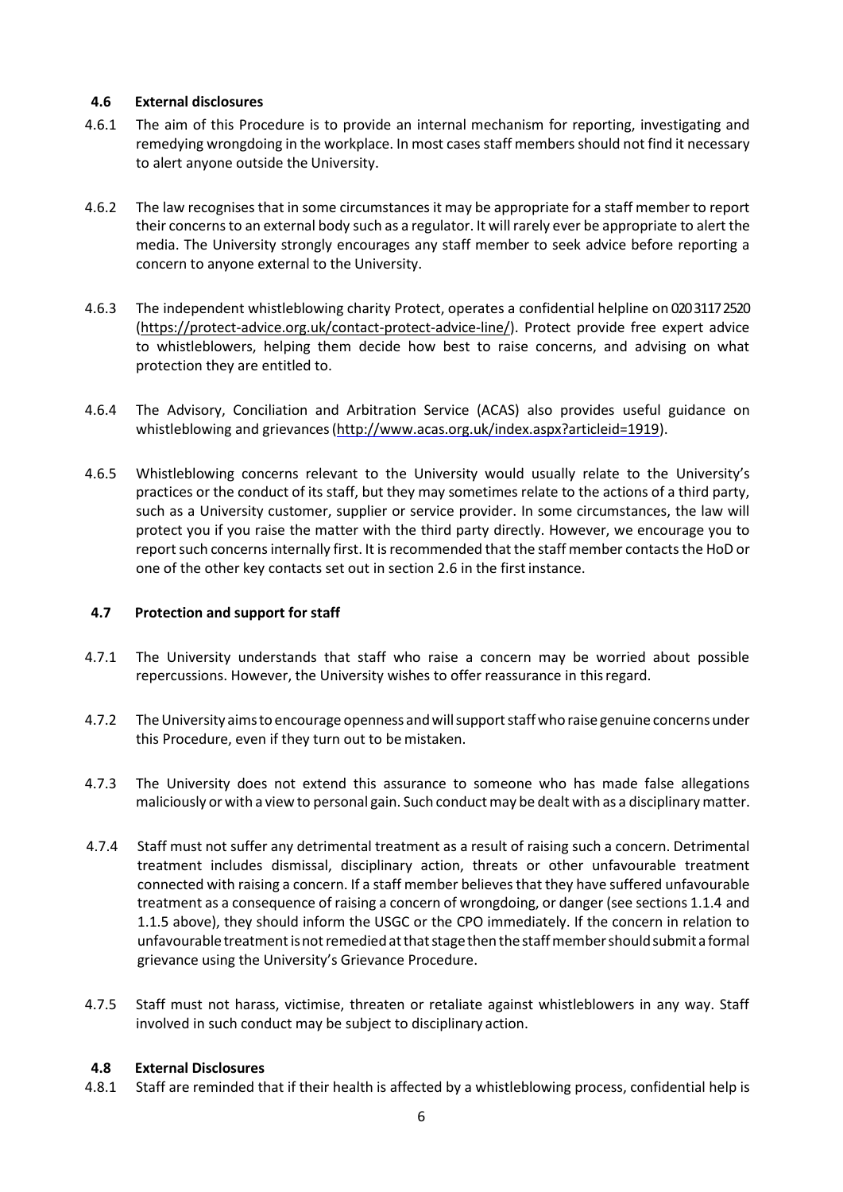### 4.6 External disclosures

4.6.1 The aim of this Procedure is to provide an internal mechanism for reporting, investigating and remedying wrongdoing in the workplace. In most cases staff members should not find it necessary to alert anyone outside the University.

4.6.2 The law recognises that in some circumstances it may be appropriate for a staff member to report their concerns to an external body such as a regulator. It will rarely ever be appropriate to alert the media. The University strongly encourages any staff member to seek advice before reporting a concern to anyone external to the University.

4.6.3 The independent whistleblowing charity Protect, operates a confidential helpline on 020 3117 2520 (https://protect-advice.org.uk/contact-protect-advice-line/). Protect provide free expert advice to whistleblowers, helping them decide how best to raise concerns, and advising on what protection they are entitled to.

4.6.4 The Advisory, Conciliation and Arbitration Service (ACAS) also provides useful guidance on whistleblowing and grievances (http://www.acas.org.uk/index.aspx?articleid=1919).

4.6.5 Whistleblowing concerns relevant to the University would usually relate to the University's practices or the conduct of its staff, but they may sometimes relate to the actions of a third party, such as a University customer, supplier or service provider. In some circumstances, the law will protect you if you raise the matter with the third party directly. However, we encourage you to report such concerns internally first. It is recommended that the staff member contacts the HoD or one of the other key contacts set out in section 2.6 in the first instance.

### 4.7 Protection and support for staff

4.7.1 The University understands that staff who raise a concern may be worried about possible repercussions. However, the University wishes to offer reassurance in this regard.

4.7.2 The University aims to encourage openness and will support staff who raise genuine concerns under this Procedure, even if they turn out to be mistaken.

4.7.3 The University does not extend this assurance to someone who has made false allegations maliciously or with a view to personal gain. Such conduct may be dealt with as a disciplinary matter.

4.7.4 Staff must not suffer any detrimental treatment as a result of raising such a concern. Detrimental treatment includes dismissal, disciplinary action, threats or other unfavourable treatment connected with raising a concern. If a staff member believes that they have suffered unfavourable treatment as a consequence of raising a concern of wrongdoing, or danger (see sections 1.1.4 and 1.1.5 above), they should inform the USGC or the CPO immediately. If the concern in relation to unfavourable treatment is not remedied at that stage then the staff member should submit a formal grievance using the University's Grievance Procedure.

4.7.5 Staff must not harass, victimise, threaten or retaliate against whistleblowers in any way. Staff involved in such conduct may be subject to disciplinary action.

### 4.8 External Disclosures

4.8.1 Staff are reminded that if their health is affected by a whistleblowing process, confidential help is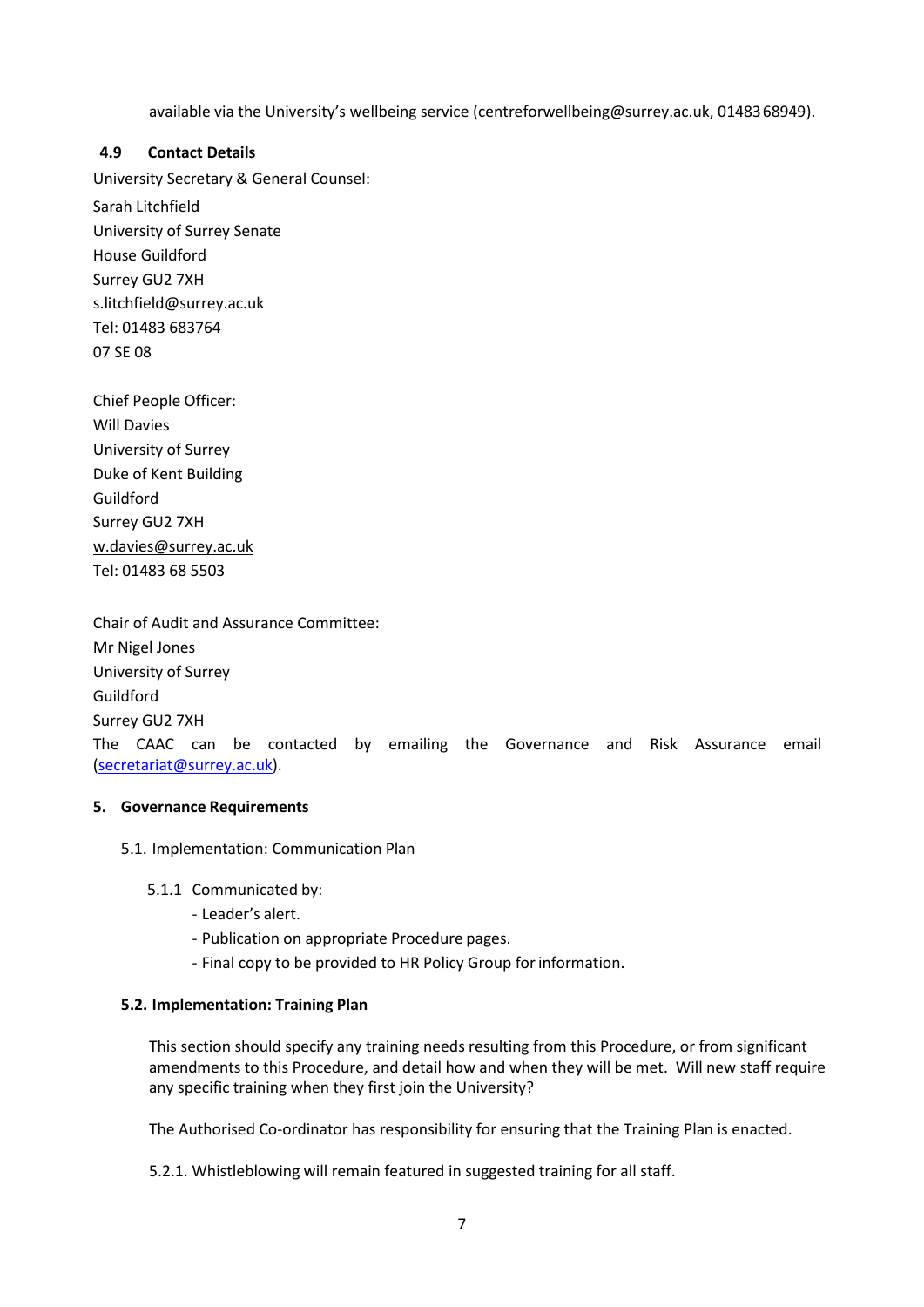available via the University's wellbeing service (centreforwellbeing@surrey.ac.uk, 01483 68949).

### 4.9 Contact Details

University Secretary & General Counsel:  
Sarah Litchfield  
University of Surrey Senate  
House Guildford  
Surrey GU2 7XH  
s.litchfield@surrey.ac.uk  
Tel: 01483 683764  
07 SE 08

Chief People Officer:  
Will Davies  
University of Surrey  
Duke of Kent Building  
Guildford  
Surrey GU2 7XH  
w.davies@surrey.ac.uk  
Tel: 01483 68 5503

Chair of Audit and Assurance Committee:  
Mr Nigel Jones  
University of Surrey  
Guildford  
Surrey GU2 7XH  
The CAAC can be contacted by emailing the Governance and Risk Assurance email (secretariat@surrey.ac.uk).

## 5. Governance Requirements

5.1. Implementation: Communication Plan

5.1.1 Communicated by:

- Leader's alert.
- Publication on appropriate Procedure pages.
- Final copy to be provided to HR Policy Group for information.

### 5.2. Implementation: Training Plan

This section should specify any training needs resulting from this Procedure, or from significant amendments to this Procedure, and detail how and when they will be met. Will new staff require any specific training when they first join the University?

The Authorised Co-ordinator has responsibility for ensuring that the Training Plan is enacted.

5.2.1. Whistleblowing will remain featured in suggested training for all staff.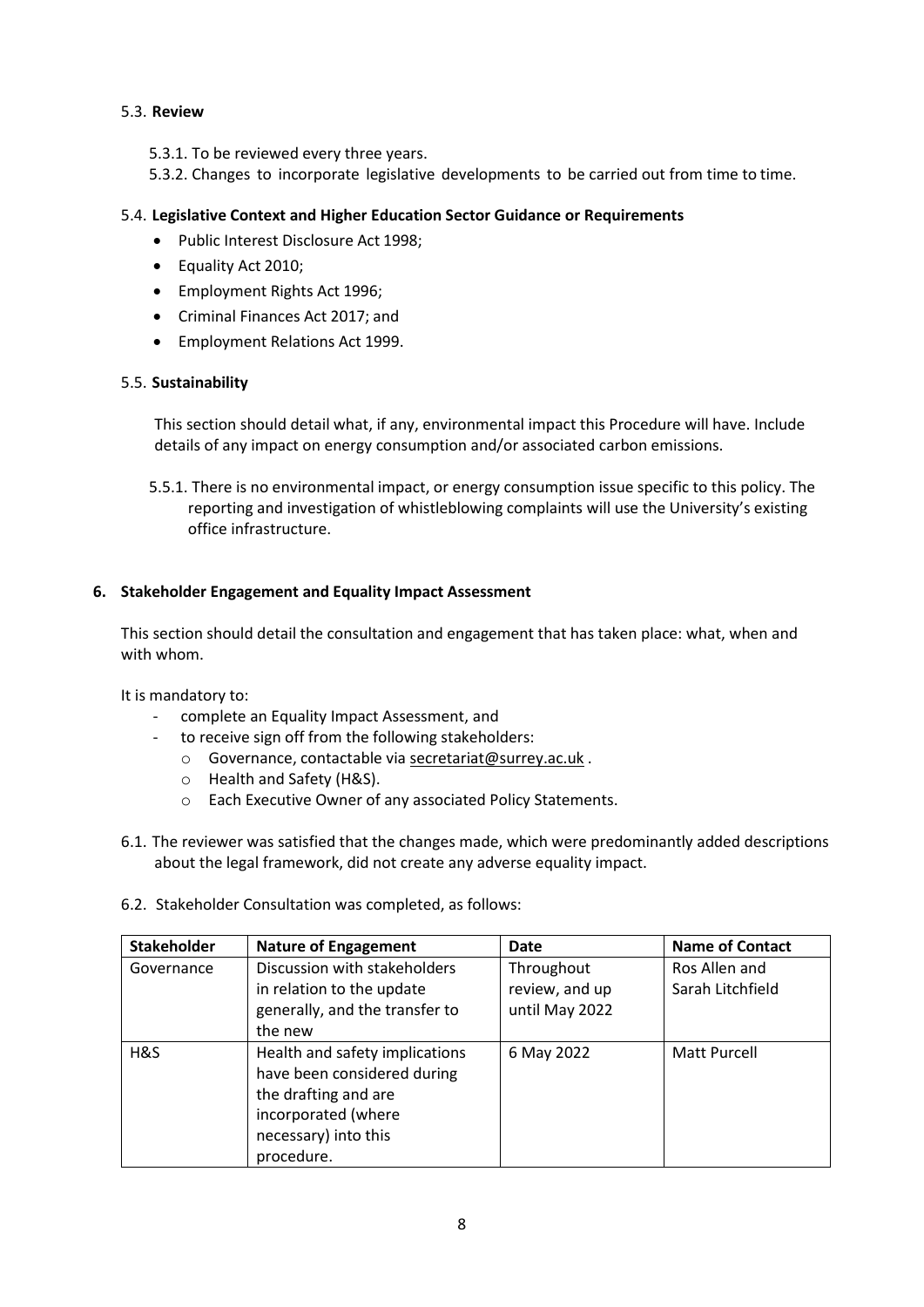5.3. **Review**

5.3.1. To be reviewed every three years.

5.3.2. Changes to incorporate legislative developments to be carried out from time to time.

5.4. **Legislative Context and Higher Education Sector Guidance or Requirements**

- Public Interest Disclosure Act 1998;
- Equality Act 2010;
- Employment Rights Act 1996;
- Criminal Finances Act 2017; and
- Employment Relations Act 1999.

5.5. **Sustainability**

This section should detail what, if any, environmental impact this Procedure will have. Include details of any impact on energy consumption and/or associated carbon emissions.

5.5.1. There is no environmental impact, or energy consumption issue specific to this policy. The reporting and investigation of whistleblowing complaints will use the University's existing office infrastructure.

## 6. Stakeholder Engagement and Equality Impact Assessment

This section should detail the consultation and engagement that has taken place: what, when and with whom.

It is mandatory to:

- complete an Equality Impact Assessment, and
- to receive sign off from the following stakeholders:
  - Governance, contactable via secretariat@surrey.ac.uk .
  - Health and Safety (H&S).
  - Each Executive Owner of any associated Policy Statements.

6.1. The reviewer was satisfied that the changes made, which were predominantly added descriptions about the legal framework, did not create any adverse equality impact.

6.2. Stakeholder Consultation was completed, as follows:

| Stakeholder | Nature of Engagement | Date | Name of Contact |
|---|---|---|---|
| Governance | Discussion with stakeholders in relation to the update generally, and the transfer to the new | Throughout review, and up until May 2022 | Ros Allen and Sarah Litchfield |
| H&S | Health and safety implications have been considered during the drafting and are incorporated (where necessary) into this procedure. | 6 May 2022 | Matt Purcell |